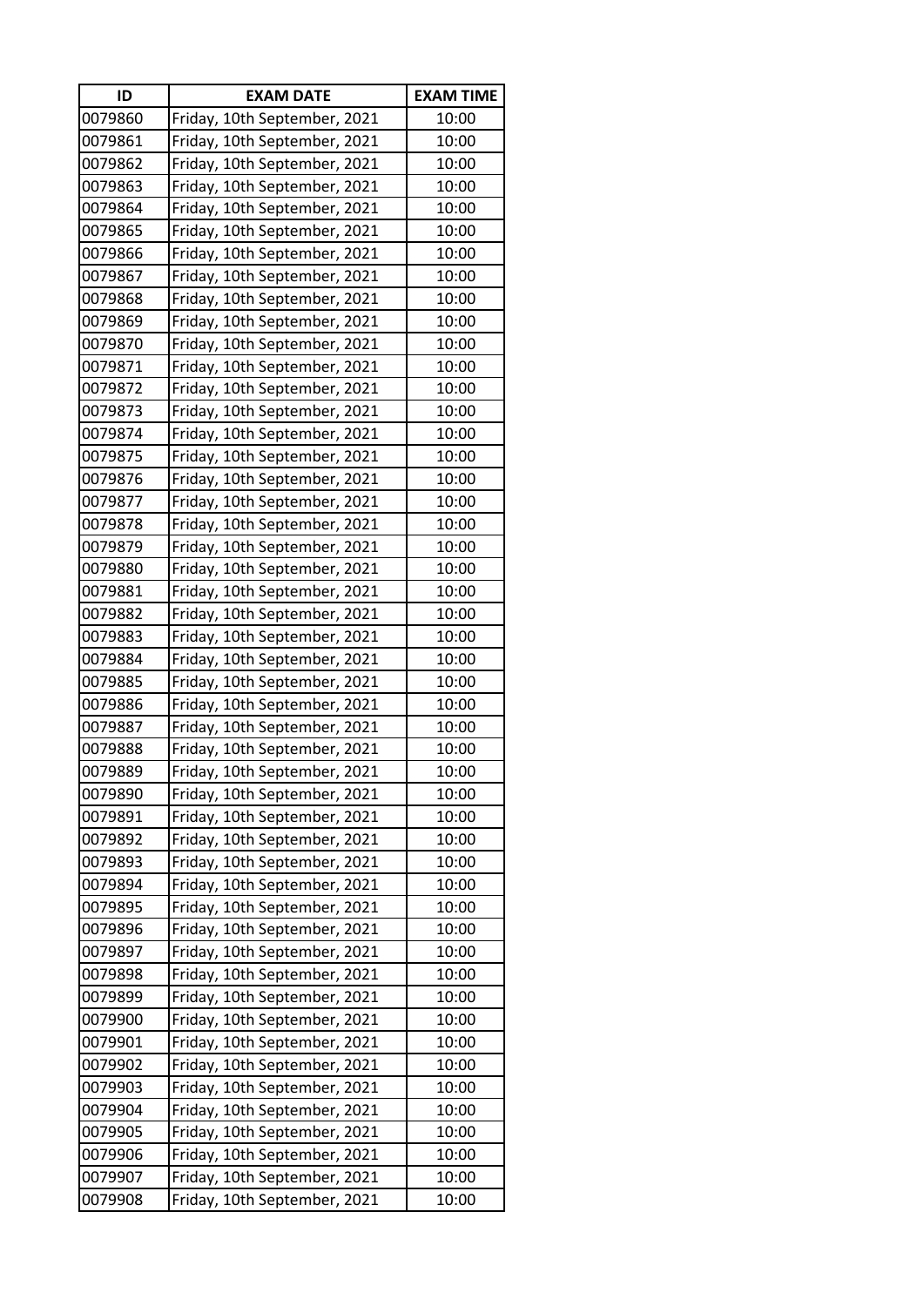| ID | EXAM DATE | EXAM TIME |
| --- | --- | --- |
| 0079860 | Friday, 10th September, 2021 | 10:00 |
| 0079861 | Friday, 10th September, 2021 | 10:00 |
| 0079862 | Friday, 10th September, 2021 | 10:00 |
| 0079863 | Friday, 10th September, 2021 | 10:00 |
| 0079864 | Friday, 10th September, 2021 | 10:00 |
| 0079865 | Friday, 10th September, 2021 | 10:00 |
| 0079866 | Friday, 10th September, 2021 | 10:00 |
| 0079867 | Friday, 10th September, 2021 | 10:00 |
| 0079868 | Friday, 10th September, 2021 | 10:00 |
| 0079869 | Friday, 10th September, 2021 | 10:00 |
| 0079870 | Friday, 10th September, 2021 | 10:00 |
| 0079871 | Friday, 10th September, 2021 | 10:00 |
| 0079872 | Friday, 10th September, 2021 | 10:00 |
| 0079873 | Friday, 10th September, 2021 | 10:00 |
| 0079874 | Friday, 10th September, 2021 | 10:00 |
| 0079875 | Friday, 10th September, 2021 | 10:00 |
| 0079876 | Friday, 10th September, 2021 | 10:00 |
| 0079877 | Friday, 10th September, 2021 | 10:00 |
| 0079878 | Friday, 10th September, 2021 | 10:00 |
| 0079879 | Friday, 10th September, 2021 | 10:00 |
| 0079880 | Friday, 10th September, 2021 | 10:00 |
| 0079881 | Friday, 10th September, 2021 | 10:00 |
| 0079882 | Friday, 10th September, 2021 | 10:00 |
| 0079883 | Friday, 10th September, 2021 | 10:00 |
| 0079884 | Friday, 10th September, 2021 | 10:00 |
| 0079885 | Friday, 10th September, 2021 | 10:00 |
| 0079886 | Friday, 10th September, 2021 | 10:00 |
| 0079887 | Friday, 10th September, 2021 | 10:00 |
| 0079888 | Friday, 10th September, 2021 | 10:00 |
| 0079889 | Friday, 10th September, 2021 | 10:00 |
| 0079890 | Friday, 10th September, 2021 | 10:00 |
| 0079891 | Friday, 10th September, 2021 | 10:00 |
| 0079892 | Friday, 10th September, 2021 | 10:00 |
| 0079893 | Friday, 10th September, 2021 | 10:00 |
| 0079894 | Friday, 10th September, 2021 | 10:00 |
| 0079895 | Friday, 10th September, 2021 | 10:00 |
| 0079896 | Friday, 10th September, 2021 | 10:00 |
| 0079897 | Friday, 10th September, 2021 | 10:00 |
| 0079898 | Friday, 10th September, 2021 | 10:00 |
| 0079899 | Friday, 10th September, 2021 | 10:00 |
| 0079900 | Friday, 10th September, 2021 | 10:00 |
| 0079901 | Friday, 10th September, 2021 | 10:00 |
| 0079902 | Friday, 10th September, 2021 | 10:00 |
| 0079903 | Friday, 10th September, 2021 | 10:00 |
| 0079904 | Friday, 10th September, 2021 | 10:00 |
| 0079905 | Friday, 10th September, 2021 | 10:00 |
| 0079906 | Friday, 10th September, 2021 | 10:00 |
| 0079907 | Friday, 10th September, 2021 | 10:00 |
| 0079908 | Friday, 10th September, 2021 | 10:00 |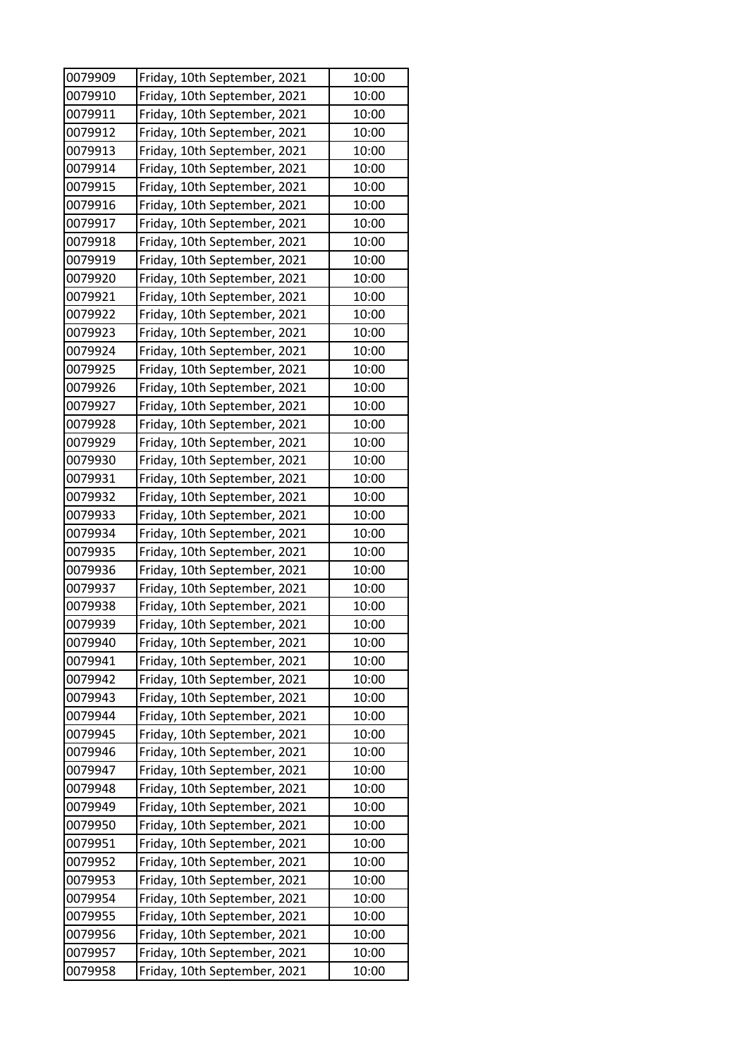| 0079909 | Friday, 10th September, 2021 | 10:00 |
|---|---|---|
| 0079910 | Friday, 10th September, 2021 | 10:00 |
| 0079911 | Friday, 10th September, 2021 | 10:00 |
| 0079912 | Friday, 10th September, 2021 | 10:00 |
| 0079913 | Friday, 10th September, 2021 | 10:00 |
| 0079914 | Friday, 10th September, 2021 | 10:00 |
| 0079915 | Friday, 10th September, 2021 | 10:00 |
| 0079916 | Friday, 10th September, 2021 | 10:00 |
| 0079917 | Friday, 10th September, 2021 | 10:00 |
| 0079918 | Friday, 10th September, 2021 | 10:00 |
| 0079919 | Friday, 10th September, 2021 | 10:00 |
| 0079920 | Friday, 10th September, 2021 | 10:00 |
| 0079921 | Friday, 10th September, 2021 | 10:00 |
| 0079922 | Friday, 10th September, 2021 | 10:00 |
| 0079923 | Friday, 10th September, 2021 | 10:00 |
| 0079924 | Friday, 10th September, 2021 | 10:00 |
| 0079925 | Friday, 10th September, 2021 | 10:00 |
| 0079926 | Friday, 10th September, 2021 | 10:00 |
| 0079927 | Friday, 10th September, 2021 | 10:00 |
| 0079928 | Friday, 10th September, 2021 | 10:00 |
| 0079929 | Friday, 10th September, 2021 | 10:00 |
| 0079930 | Friday, 10th September, 2021 | 10:00 |
| 0079931 | Friday, 10th September, 2021 | 10:00 |
| 0079932 | Friday, 10th September, 2021 | 10:00 |
| 0079933 | Friday, 10th September, 2021 | 10:00 |
| 0079934 | Friday, 10th September, 2021 | 10:00 |
| 0079935 | Friday, 10th September, 2021 | 10:00 |
| 0079936 | Friday, 10th September, 2021 | 10:00 |
| 0079937 | Friday, 10th September, 2021 | 10:00 |
| 0079938 | Friday, 10th September, 2021 | 10:00 |
| 0079939 | Friday, 10th September, 2021 | 10:00 |
| 0079940 | Friday, 10th September, 2021 | 10:00 |
| 0079941 | Friday, 10th September, 2021 | 10:00 |
| 0079942 | Friday, 10th September, 2021 | 10:00 |
| 0079943 | Friday, 10th September, 2021 | 10:00 |
| 0079944 | Friday, 10th September, 2021 | 10:00 |
| 0079945 | Friday, 10th September, 2021 | 10:00 |
| 0079946 | Friday, 10th September, 2021 | 10:00 |
| 0079947 | Friday, 10th September, 2021 | 10:00 |
| 0079948 | Friday, 10th September, 2021 | 10:00 |
| 0079949 | Friday, 10th September, 2021 | 10:00 |
| 0079950 | Friday, 10th September, 2021 | 10:00 |
| 0079951 | Friday, 10th September, 2021 | 10:00 |
| 0079952 | Friday, 10th September, 2021 | 10:00 |
| 0079953 | Friday, 10th September, 2021 | 10:00 |
| 0079954 | Friday, 10th September, 2021 | 10:00 |
| 0079955 | Friday, 10th September, 2021 | 10:00 |
| 0079956 | Friday, 10th September, 2021 | 10:00 |
| 0079957 | Friday, 10th September, 2021 | 10:00 |
| 0079958 | Friday, 10th September, 2021 | 10:00 |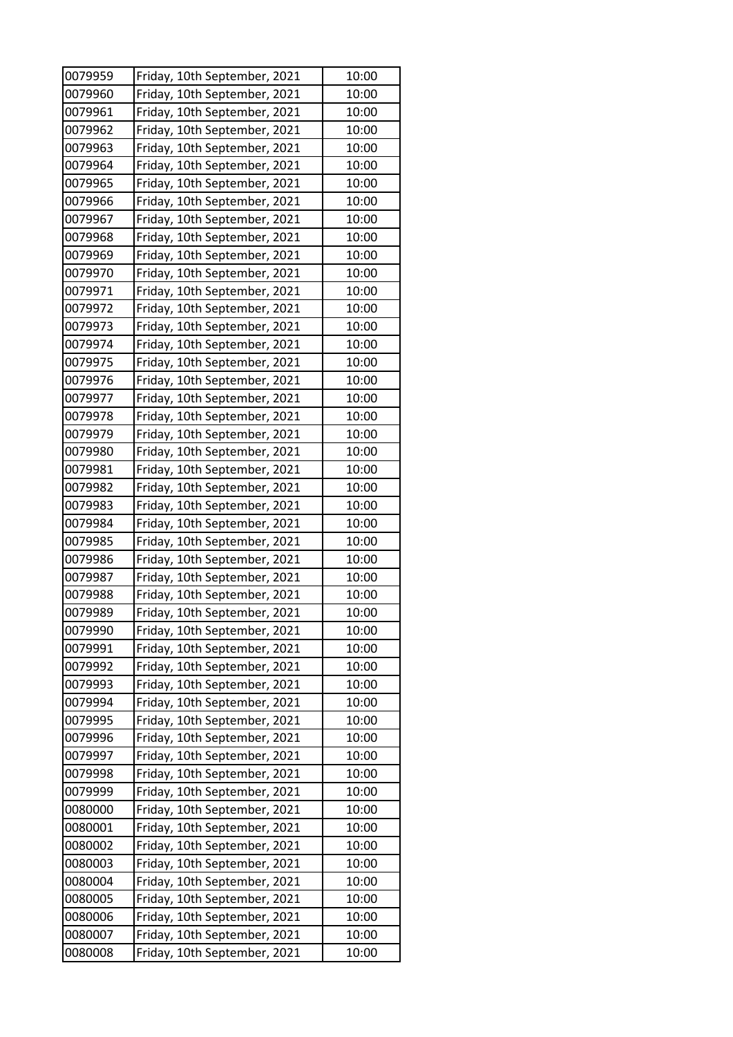| 0079959 | Friday, 10th September, 2021 | 10:00 |
|---|---|---|
| 0079960 | Friday, 10th September, 2021 | 10:00 |
| 0079961 | Friday, 10th September, 2021 | 10:00 |
| 0079962 | Friday, 10th September, 2021 | 10:00 |
| 0079963 | Friday, 10th September, 2021 | 10:00 |
| 0079964 | Friday, 10th September, 2021 | 10:00 |
| 0079965 | Friday, 10th September, 2021 | 10:00 |
| 0079966 | Friday, 10th September, 2021 | 10:00 |
| 0079967 | Friday, 10th September, 2021 | 10:00 |
| 0079968 | Friday, 10th September, 2021 | 10:00 |
| 0079969 | Friday, 10th September, 2021 | 10:00 |
| 0079970 | Friday, 10th September, 2021 | 10:00 |
| 0079971 | Friday, 10th September, 2021 | 10:00 |
| 0079972 | Friday, 10th September, 2021 | 10:00 |
| 0079973 | Friday, 10th September, 2021 | 10:00 |
| 0079974 | Friday, 10th September, 2021 | 10:00 |
| 0079975 | Friday, 10th September, 2021 | 10:00 |
| 0079976 | Friday, 10th September, 2021 | 10:00 |
| 0079977 | Friday, 10th September, 2021 | 10:00 |
| 0079978 | Friday, 10th September, 2021 | 10:00 |
| 0079979 | Friday, 10th September, 2021 | 10:00 |
| 0079980 | Friday, 10th September, 2021 | 10:00 |
| 0079981 | Friday, 10th September, 2021 | 10:00 |
| 0079982 | Friday, 10th September, 2021 | 10:00 |
| 0079983 | Friday, 10th September, 2021 | 10:00 |
| 0079984 | Friday, 10th September, 2021 | 10:00 |
| 0079985 | Friday, 10th September, 2021 | 10:00 |
| 0079986 | Friday, 10th September, 2021 | 10:00 |
| 0079987 | Friday, 10th September, 2021 | 10:00 |
| 0079988 | Friday, 10th September, 2021 | 10:00 |
| 0079989 | Friday, 10th September, 2021 | 10:00 |
| 0079990 | Friday, 10th September, 2021 | 10:00 |
| 0079991 | Friday, 10th September, 2021 | 10:00 |
| 0079992 | Friday, 10th September, 2021 | 10:00 |
| 0079993 | Friday, 10th September, 2021 | 10:00 |
| 0079994 | Friday, 10th September, 2021 | 10:00 |
| 0079995 | Friday, 10th September, 2021 | 10:00 |
| 0079996 | Friday, 10th September, 2021 | 10:00 |
| 0079997 | Friday, 10th September, 2021 | 10:00 |
| 0079998 | Friday, 10th September, 2021 | 10:00 |
| 0079999 | Friday, 10th September, 2021 | 10:00 |
| 0080000 | Friday, 10th September, 2021 | 10:00 |
| 0080001 | Friday, 10th September, 2021 | 10:00 |
| 0080002 | Friday, 10th September, 2021 | 10:00 |
| 0080003 | Friday, 10th September, 2021 | 10:00 |
| 0080004 | Friday, 10th September, 2021 | 10:00 |
| 0080005 | Friday, 10th September, 2021 | 10:00 |
| 0080006 | Friday, 10th September, 2021 | 10:00 |
| 0080007 | Friday, 10th September, 2021 | 10:00 |
| 0080008 | Friday, 10th September, 2021 | 10:00 |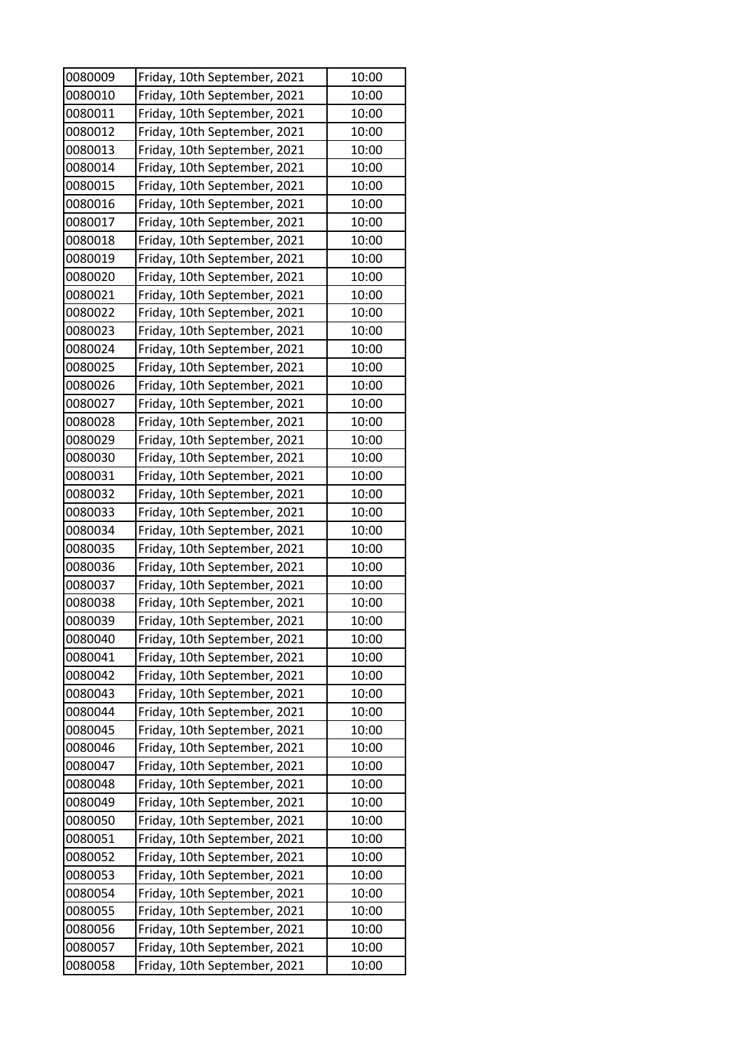| 0080009 | Friday, 10th September, 2021 | 10:00 |
|---|---|---|
| 0080010 | Friday, 10th September, 2021 | 10:00 |
| 0080011 | Friday, 10th September, 2021 | 10:00 |
| 0080012 | Friday, 10th September, 2021 | 10:00 |
| 0080013 | Friday, 10th September, 2021 | 10:00 |
| 0080014 | Friday, 10th September, 2021 | 10:00 |
| 0080015 | Friday, 10th September, 2021 | 10:00 |
| 0080016 | Friday, 10th September, 2021 | 10:00 |
| 0080017 | Friday, 10th September, 2021 | 10:00 |
| 0080018 | Friday, 10th September, 2021 | 10:00 |
| 0080019 | Friday, 10th September, 2021 | 10:00 |
| 0080020 | Friday, 10th September, 2021 | 10:00 |
| 0080021 | Friday, 10th September, 2021 | 10:00 |
| 0080022 | Friday, 10th September, 2021 | 10:00 |
| 0080023 | Friday, 10th September, 2021 | 10:00 |
| 0080024 | Friday, 10th September, 2021 | 10:00 |
| 0080025 | Friday, 10th September, 2021 | 10:00 |
| 0080026 | Friday, 10th September, 2021 | 10:00 |
| 0080027 | Friday, 10th September, 2021 | 10:00 |
| 0080028 | Friday, 10th September, 2021 | 10:00 |
| 0080029 | Friday, 10th September, 2021 | 10:00 |
| 0080030 | Friday, 10th September, 2021 | 10:00 |
| 0080031 | Friday, 10th September, 2021 | 10:00 |
| 0080032 | Friday, 10th September, 2021 | 10:00 |
| 0080033 | Friday, 10th September, 2021 | 10:00 |
| 0080034 | Friday, 10th September, 2021 | 10:00 |
| 0080035 | Friday, 10th September, 2021 | 10:00 |
| 0080036 | Friday, 10th September, 2021 | 10:00 |
| 0080037 | Friday, 10th September, 2021 | 10:00 |
| 0080038 | Friday, 10th September, 2021 | 10:00 |
| 0080039 | Friday, 10th September, 2021 | 10:00 |
| 0080040 | Friday, 10th September, 2021 | 10:00 |
| 0080041 | Friday, 10th September, 2021 | 10:00 |
| 0080042 | Friday, 10th September, 2021 | 10:00 |
| 0080043 | Friday, 10th September, 2021 | 10:00 |
| 0080044 | Friday, 10th September, 2021 | 10:00 |
| 0080045 | Friday, 10th September, 2021 | 10:00 |
| 0080046 | Friday, 10th September, 2021 | 10:00 |
| 0080047 | Friday, 10th September, 2021 | 10:00 |
| 0080048 | Friday, 10th September, 2021 | 10:00 |
| 0080049 | Friday, 10th September, 2021 | 10:00 |
| 0080050 | Friday, 10th September, 2021 | 10:00 |
| 0080051 | Friday, 10th September, 2021 | 10:00 |
| 0080052 | Friday, 10th September, 2021 | 10:00 |
| 0080053 | Friday, 10th September, 2021 | 10:00 |
| 0080054 | Friday, 10th September, 2021 | 10:00 |
| 0080055 | Friday, 10th September, 2021 | 10:00 |
| 0080056 | Friday, 10th September, 2021 | 10:00 |
| 0080057 | Friday, 10th September, 2021 | 10:00 |
| 0080058 | Friday, 10th September, 2021 | 10:00 |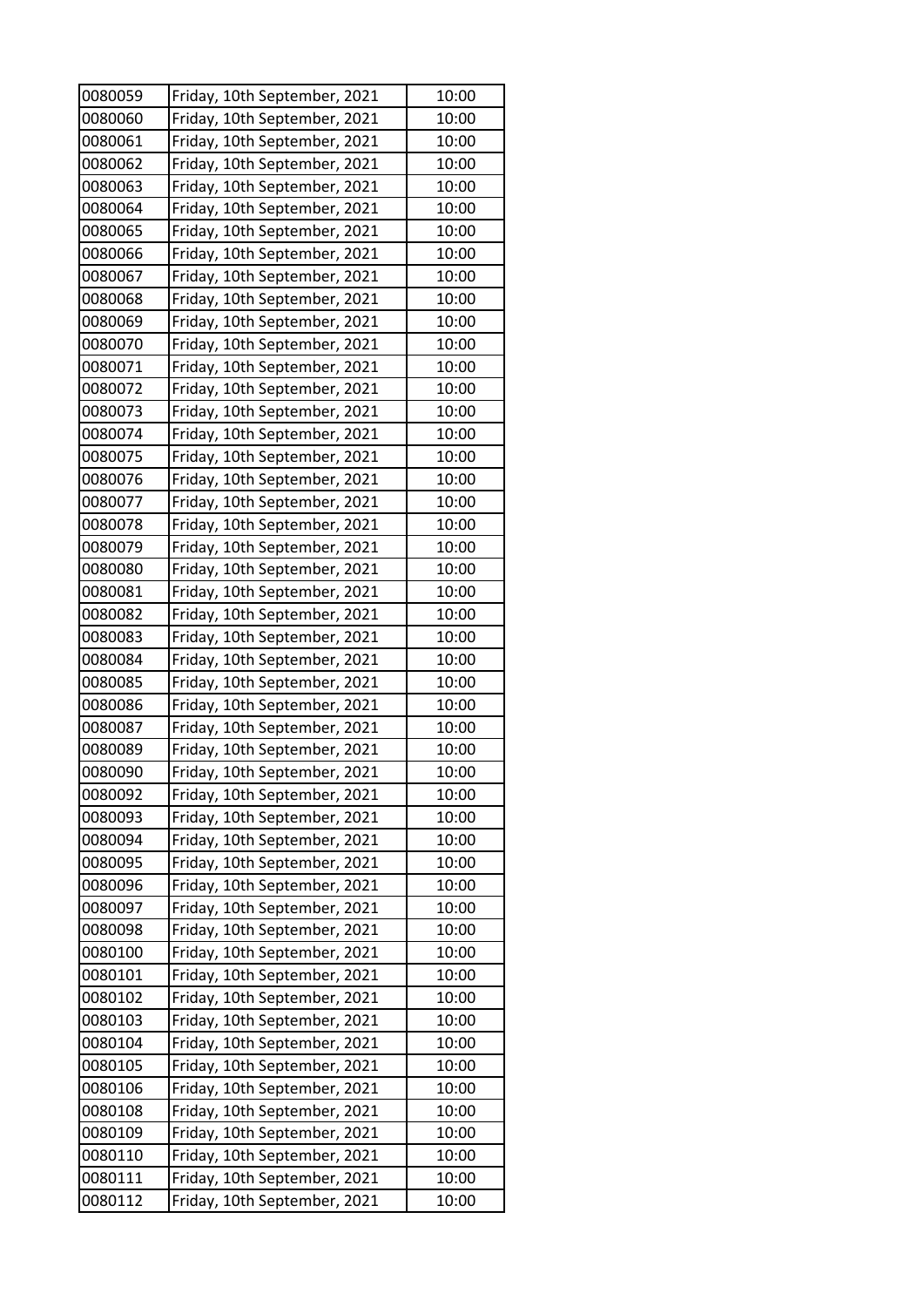| | | |
|---|---|---|
| 0080059 | Friday, 10th September, 2021 | 10:00 |
| 0080060 | Friday, 10th September, 2021 | 10:00 |
| 0080061 | Friday, 10th September, 2021 | 10:00 |
| 0080062 | Friday, 10th September, 2021 | 10:00 |
| 0080063 | Friday, 10th September, 2021 | 10:00 |
| 0080064 | Friday, 10th September, 2021 | 10:00 |
| 0080065 | Friday, 10th September, 2021 | 10:00 |
| 0080066 | Friday, 10th September, 2021 | 10:00 |
| 0080067 | Friday, 10th September, 2021 | 10:00 |
| 0080068 | Friday, 10th September, 2021 | 10:00 |
| 0080069 | Friday, 10th September, 2021 | 10:00 |
| 0080070 | Friday, 10th September, 2021 | 10:00 |
| 0080071 | Friday, 10th September, 2021 | 10:00 |
| 0080072 | Friday, 10th September, 2021 | 10:00 |
| 0080073 | Friday, 10th September, 2021 | 10:00 |
| 0080074 | Friday, 10th September, 2021 | 10:00 |
| 0080075 | Friday, 10th September, 2021 | 10:00 |
| 0080076 | Friday, 10th September, 2021 | 10:00 |
| 0080077 | Friday, 10th September, 2021 | 10:00 |
| 0080078 | Friday, 10th September, 2021 | 10:00 |
| 0080079 | Friday, 10th September, 2021 | 10:00 |
| 0080080 | Friday, 10th September, 2021 | 10:00 |
| 0080081 | Friday, 10th September, 2021 | 10:00 |
| 0080082 | Friday, 10th September, 2021 | 10:00 |
| 0080083 | Friday, 10th September, 2021 | 10:00 |
| 0080084 | Friday, 10th September, 2021 | 10:00 |
| 0080085 | Friday, 10th September, 2021 | 10:00 |
| 0080086 | Friday, 10th September, 2021 | 10:00 |
| 0080087 | Friday, 10th September, 2021 | 10:00 |
| 0080089 | Friday, 10th September, 2021 | 10:00 |
| 0080090 | Friday, 10th September, 2021 | 10:00 |
| 0080092 | Friday, 10th September, 2021 | 10:00 |
| 0080093 | Friday, 10th September, 2021 | 10:00 |
| 0080094 | Friday, 10th September, 2021 | 10:00 |
| 0080095 | Friday, 10th September, 2021 | 10:00 |
| 0080096 | Friday, 10th September, 2021 | 10:00 |
| 0080097 | Friday, 10th September, 2021 | 10:00 |
| 0080098 | Friday, 10th September, 2021 | 10:00 |
| 0080100 | Friday, 10th September, 2021 | 10:00 |
| 0080101 | Friday, 10th September, 2021 | 10:00 |
| 0080102 | Friday, 10th September, 2021 | 10:00 |
| 0080103 | Friday, 10th September, 2021 | 10:00 |
| 0080104 | Friday, 10th September, 2021 | 10:00 |
| 0080105 | Friday, 10th September, 2021 | 10:00 |
| 0080106 | Friday, 10th September, 2021 | 10:00 |
| 0080108 | Friday, 10th September, 2021 | 10:00 |
| 0080109 | Friday, 10th September, 2021 | 10:00 |
| 0080110 | Friday, 10th September, 2021 | 10:00 |
| 0080111 | Friday, 10th September, 2021 | 10:00 |
| 0080112 | Friday, 10th September, 2021 | 10:00 |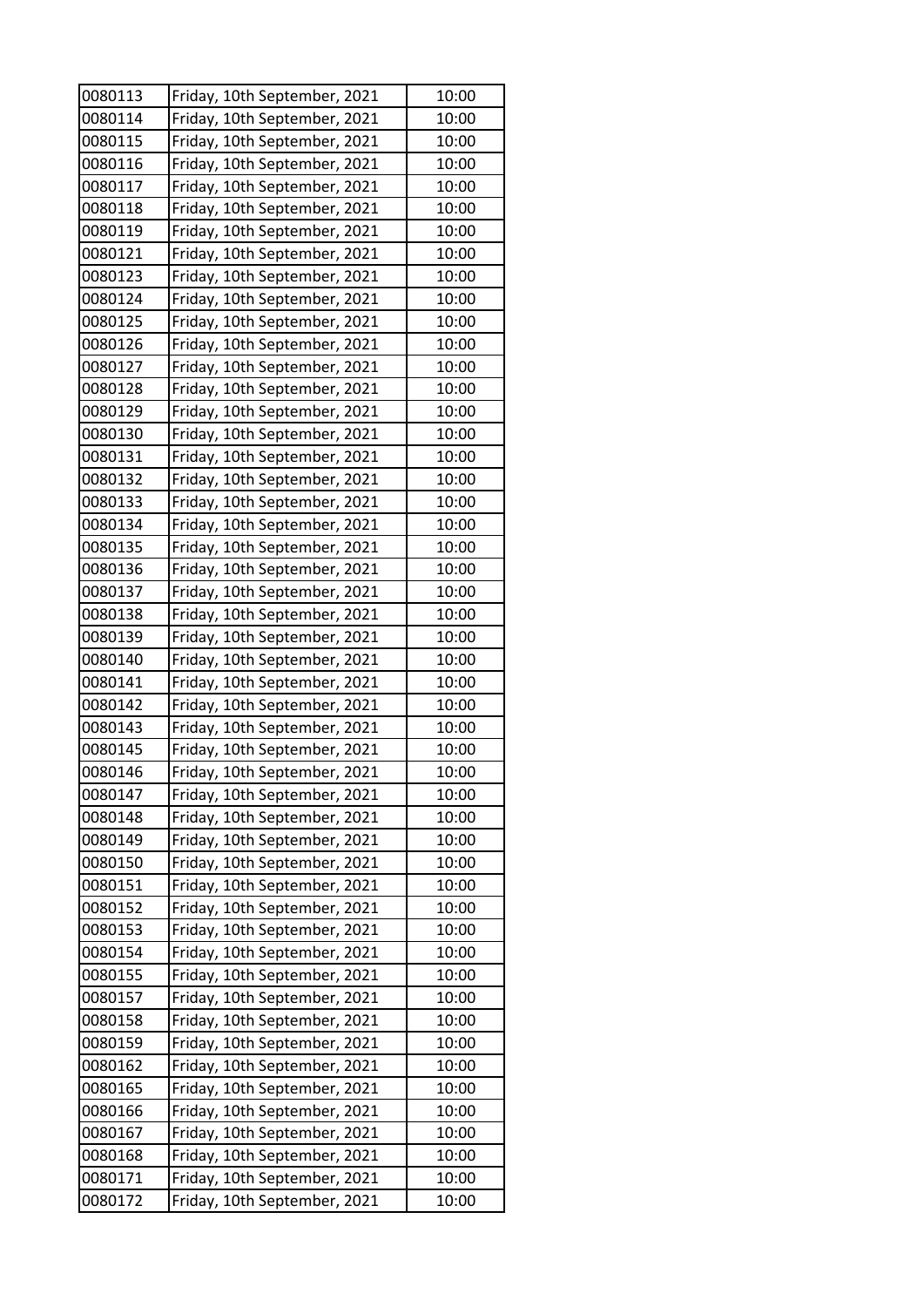| 0080113 | Friday, 10th September, 2021 | 10:00 |
|---|---|---|
| 0080114 | Friday, 10th September, 2021 | 10:00 |
| 0080115 | Friday, 10th September, 2021 | 10:00 |
| 0080116 | Friday, 10th September, 2021 | 10:00 |
| 0080117 | Friday, 10th September, 2021 | 10:00 |
| 0080118 | Friday, 10th September, 2021 | 10:00 |
| 0080119 | Friday, 10th September, 2021 | 10:00 |
| 0080121 | Friday, 10th September, 2021 | 10:00 |
| 0080123 | Friday, 10th September, 2021 | 10:00 |
| 0080124 | Friday, 10th September, 2021 | 10:00 |
| 0080125 | Friday, 10th September, 2021 | 10:00 |
| 0080126 | Friday, 10th September, 2021 | 10:00 |
| 0080127 | Friday, 10th September, 2021 | 10:00 |
| 0080128 | Friday, 10th September, 2021 | 10:00 |
| 0080129 | Friday, 10th September, 2021 | 10:00 |
| 0080130 | Friday, 10th September, 2021 | 10:00 |
| 0080131 | Friday, 10th September, 2021 | 10:00 |
| 0080132 | Friday, 10th September, 2021 | 10:00 |
| 0080133 | Friday, 10th September, 2021 | 10:00 |
| 0080134 | Friday, 10th September, 2021 | 10:00 |
| 0080135 | Friday, 10th September, 2021 | 10:00 |
| 0080136 | Friday, 10th September, 2021 | 10:00 |
| 0080137 | Friday, 10th September, 2021 | 10:00 |
| 0080138 | Friday, 10th September, 2021 | 10:00 |
| 0080139 | Friday, 10th September, 2021 | 10:00 |
| 0080140 | Friday, 10th September, 2021 | 10:00 |
| 0080141 | Friday, 10th September, 2021 | 10:00 |
| 0080142 | Friday, 10th September, 2021 | 10:00 |
| 0080143 | Friday, 10th September, 2021 | 10:00 |
| 0080145 | Friday, 10th September, 2021 | 10:00 |
| 0080146 | Friday, 10th September, 2021 | 10:00 |
| 0080147 | Friday, 10th September, 2021 | 10:00 |
| 0080148 | Friday, 10th September, 2021 | 10:00 |
| 0080149 | Friday, 10th September, 2021 | 10:00 |
| 0080150 | Friday, 10th September, 2021 | 10:00 |
| 0080151 | Friday, 10th September, 2021 | 10:00 |
| 0080152 | Friday, 10th September, 2021 | 10:00 |
| 0080153 | Friday, 10th September, 2021 | 10:00 |
| 0080154 | Friday, 10th September, 2021 | 10:00 |
| 0080155 | Friday, 10th September, 2021 | 10:00 |
| 0080157 | Friday, 10th September, 2021 | 10:00 |
| 0080158 | Friday, 10th September, 2021 | 10:00 |
| 0080159 | Friday, 10th September, 2021 | 10:00 |
| 0080162 | Friday, 10th September, 2021 | 10:00 |
| 0080165 | Friday, 10th September, 2021 | 10:00 |
| 0080166 | Friday, 10th September, 2021 | 10:00 |
| 0080167 | Friday, 10th September, 2021 | 10:00 |
| 0080168 | Friday, 10th September, 2021 | 10:00 |
| 0080171 | Friday, 10th September, 2021 | 10:00 |
| 0080172 | Friday, 10th September, 2021 | 10:00 |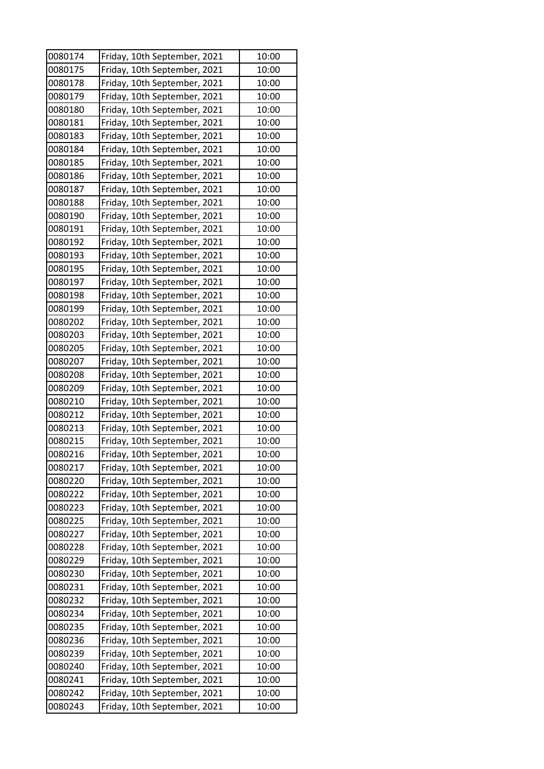| 0080174 | Friday, 10th September, 2021 | 10:00 |
|---|---|---|
| 0080175 | Friday, 10th September, 2021 | 10:00 |
| 0080178 | Friday, 10th September, 2021 | 10:00 |
| 0080179 | Friday, 10th September, 2021 | 10:00 |
| 0080180 | Friday, 10th September, 2021 | 10:00 |
| 0080181 | Friday, 10th September, 2021 | 10:00 |
| 0080183 | Friday, 10th September, 2021 | 10:00 |
| 0080184 | Friday, 10th September, 2021 | 10:00 |
| 0080185 | Friday, 10th September, 2021 | 10:00 |
| 0080186 | Friday, 10th September, 2021 | 10:00 |
| 0080187 | Friday, 10th September, 2021 | 10:00 |
| 0080188 | Friday, 10th September, 2021 | 10:00 |
| 0080190 | Friday, 10th September, 2021 | 10:00 |
| 0080191 | Friday, 10th September, 2021 | 10:00 |
| 0080192 | Friday, 10th September, 2021 | 10:00 |
| 0080193 | Friday, 10th September, 2021 | 10:00 |
| 0080195 | Friday, 10th September, 2021 | 10:00 |
| 0080197 | Friday, 10th September, 2021 | 10:00 |
| 0080198 | Friday, 10th September, 2021 | 10:00 |
| 0080199 | Friday, 10th September, 2021 | 10:00 |
| 0080202 | Friday, 10th September, 2021 | 10:00 |
| 0080203 | Friday, 10th September, 2021 | 10:00 |
| 0080205 | Friday, 10th September, 2021 | 10:00 |
| 0080207 | Friday, 10th September, 2021 | 10:00 |
| 0080208 | Friday, 10th September, 2021 | 10:00 |
| 0080209 | Friday, 10th September, 2021 | 10:00 |
| 0080210 | Friday, 10th September, 2021 | 10:00 |
| 0080212 | Friday, 10th September, 2021 | 10:00 |
| 0080213 | Friday, 10th September, 2021 | 10:00 |
| 0080215 | Friday, 10th September, 2021 | 10:00 |
| 0080216 | Friday, 10th September, 2021 | 10:00 |
| 0080217 | Friday, 10th September, 2021 | 10:00 |
| 0080220 | Friday, 10th September, 2021 | 10:00 |
| 0080222 | Friday, 10th September, 2021 | 10:00 |
| 0080223 | Friday, 10th September, 2021 | 10:00 |
| 0080225 | Friday, 10th September, 2021 | 10:00 |
| 0080227 | Friday, 10th September, 2021 | 10:00 |
| 0080228 | Friday, 10th September, 2021 | 10:00 |
| 0080229 | Friday, 10th September, 2021 | 10:00 |
| 0080230 | Friday, 10th September, 2021 | 10:00 |
| 0080231 | Friday, 10th September, 2021 | 10:00 |
| 0080232 | Friday, 10th September, 2021 | 10:00 |
| 0080234 | Friday, 10th September, 2021 | 10:00 |
| 0080235 | Friday, 10th September, 2021 | 10:00 |
| 0080236 | Friday, 10th September, 2021 | 10:00 |
| 0080239 | Friday, 10th September, 2021 | 10:00 |
| 0080240 | Friday, 10th September, 2021 | 10:00 |
| 0080241 | Friday, 10th September, 2021 | 10:00 |
| 0080242 | Friday, 10th September, 2021 | 10:00 |
| 0080243 | Friday, 10th September, 2021 | 10:00 |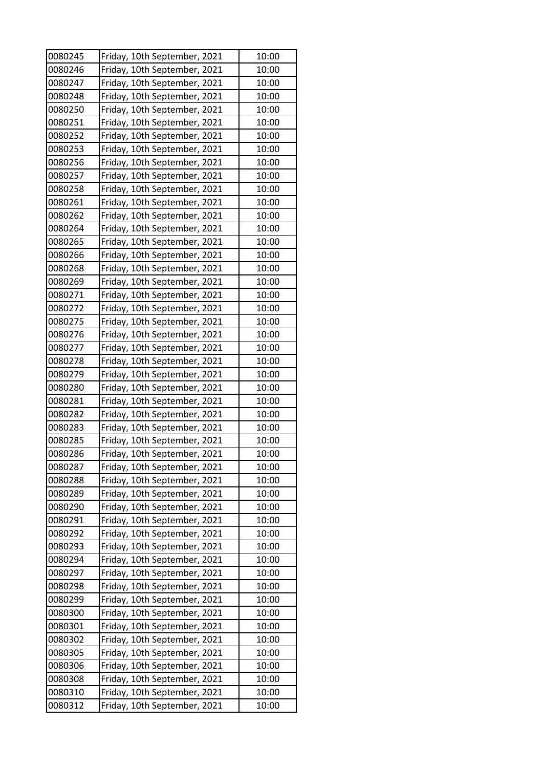| 0080245 | Friday, 10th September, 2021 | 10:00 |
|---|---|---|
| 0080246 | Friday, 10th September, 2021 | 10:00 |
| 0080247 | Friday, 10th September, 2021 | 10:00 |
| 0080248 | Friday, 10th September, 2021 | 10:00 |
| 0080250 | Friday, 10th September, 2021 | 10:00 |
| 0080251 | Friday, 10th September, 2021 | 10:00 |
| 0080252 | Friday, 10th September, 2021 | 10:00 |
| 0080253 | Friday, 10th September, 2021 | 10:00 |
| 0080256 | Friday, 10th September, 2021 | 10:00 |
| 0080257 | Friday, 10th September, 2021 | 10:00 |
| 0080258 | Friday, 10th September, 2021 | 10:00 |
| 0080261 | Friday, 10th September, 2021 | 10:00 |
| 0080262 | Friday, 10th September, 2021 | 10:00 |
| 0080264 | Friday, 10th September, 2021 | 10:00 |
| 0080265 | Friday, 10th September, 2021 | 10:00 |
| 0080266 | Friday, 10th September, 2021 | 10:00 |
| 0080268 | Friday, 10th September, 2021 | 10:00 |
| 0080269 | Friday, 10th September, 2021 | 10:00 |
| 0080271 | Friday, 10th September, 2021 | 10:00 |
| 0080272 | Friday, 10th September, 2021 | 10:00 |
| 0080275 | Friday, 10th September, 2021 | 10:00 |
| 0080276 | Friday, 10th September, 2021 | 10:00 |
| 0080277 | Friday, 10th September, 2021 | 10:00 |
| 0080278 | Friday, 10th September, 2021 | 10:00 |
| 0080279 | Friday, 10th September, 2021 | 10:00 |
| 0080280 | Friday, 10th September, 2021 | 10:00 |
| 0080281 | Friday, 10th September, 2021 | 10:00 |
| 0080282 | Friday, 10th September, 2021 | 10:00 |
| 0080283 | Friday, 10th September, 2021 | 10:00 |
| 0080285 | Friday, 10th September, 2021 | 10:00 |
| 0080286 | Friday, 10th September, 2021 | 10:00 |
| 0080287 | Friday, 10th September, 2021 | 10:00 |
| 0080288 | Friday, 10th September, 2021 | 10:00 |
| 0080289 | Friday, 10th September, 2021 | 10:00 |
| 0080290 | Friday, 10th September, 2021 | 10:00 |
| 0080291 | Friday, 10th September, 2021 | 10:00 |
| 0080292 | Friday, 10th September, 2021 | 10:00 |
| 0080293 | Friday, 10th September, 2021 | 10:00 |
| 0080294 | Friday, 10th September, 2021 | 10:00 |
| 0080297 | Friday, 10th September, 2021 | 10:00 |
| 0080298 | Friday, 10th September, 2021 | 10:00 |
| 0080299 | Friday, 10th September, 2021 | 10:00 |
| 0080300 | Friday, 10th September, 2021 | 10:00 |
| 0080301 | Friday, 10th September, 2021 | 10:00 |
| 0080302 | Friday, 10th September, 2021 | 10:00 |
| 0080305 | Friday, 10th September, 2021 | 10:00 |
| 0080306 | Friday, 10th September, 2021 | 10:00 |
| 0080308 | Friday, 10th September, 2021 | 10:00 |
| 0080310 | Friday, 10th September, 2021 | 10:00 |
| 0080312 | Friday, 10th September, 2021 | 10:00 |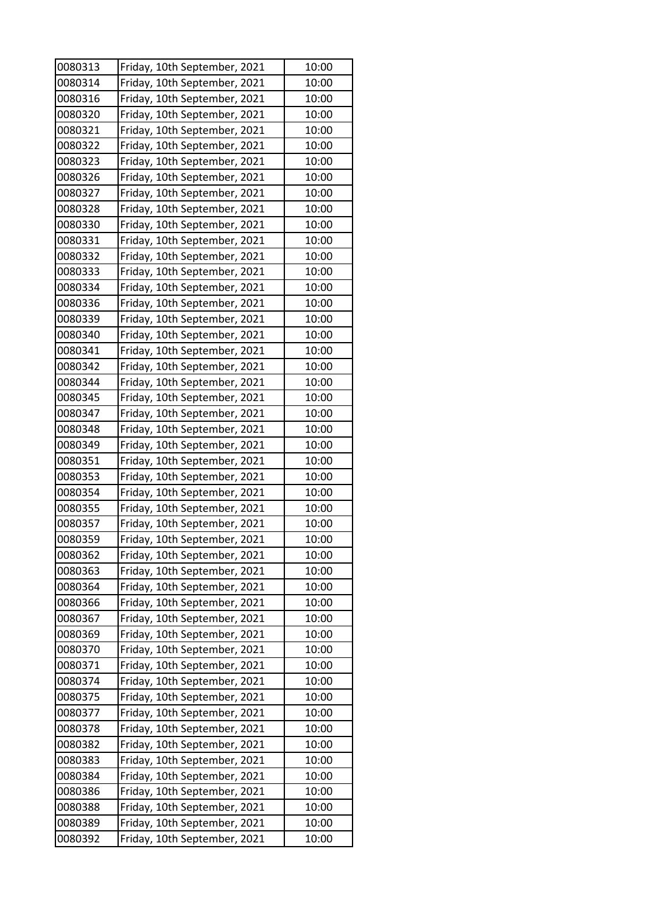| 0080313 | Friday, 10th September, 2021 | 10:00 |
|---|---|---|
| 0080314 | Friday, 10th September, 2021 | 10:00 |
| 0080316 | Friday, 10th September, 2021 | 10:00 |
| 0080320 | Friday, 10th September, 2021 | 10:00 |
| 0080321 | Friday, 10th September, 2021 | 10:00 |
| 0080322 | Friday, 10th September, 2021 | 10:00 |
| 0080323 | Friday, 10th September, 2021 | 10:00 |
| 0080326 | Friday, 10th September, 2021 | 10:00 |
| 0080327 | Friday, 10th September, 2021 | 10:00 |
| 0080328 | Friday, 10th September, 2021 | 10:00 |
| 0080330 | Friday, 10th September, 2021 | 10:00 |
| 0080331 | Friday, 10th September, 2021 | 10:00 |
| 0080332 | Friday, 10th September, 2021 | 10:00 |
| 0080333 | Friday, 10th September, 2021 | 10:00 |
| 0080334 | Friday, 10th September, 2021 | 10:00 |
| 0080336 | Friday, 10th September, 2021 | 10:00 |
| 0080339 | Friday, 10th September, 2021 | 10:00 |
| 0080340 | Friday, 10th September, 2021 | 10:00 |
| 0080341 | Friday, 10th September, 2021 | 10:00 |
| 0080342 | Friday, 10th September, 2021 | 10:00 |
| 0080344 | Friday, 10th September, 2021 | 10:00 |
| 0080345 | Friday, 10th September, 2021 | 10:00 |
| 0080347 | Friday, 10th September, 2021 | 10:00 |
| 0080348 | Friday, 10th September, 2021 | 10:00 |
| 0080349 | Friday, 10th September, 2021 | 10:00 |
| 0080351 | Friday, 10th September, 2021 | 10:00 |
| 0080353 | Friday, 10th September, 2021 | 10:00 |
| 0080354 | Friday, 10th September, 2021 | 10:00 |
| 0080355 | Friday, 10th September, 2021 | 10:00 |
| 0080357 | Friday, 10th September, 2021 | 10:00 |
| 0080359 | Friday, 10th September, 2021 | 10:00 |
| 0080362 | Friday, 10th September, 2021 | 10:00 |
| 0080363 | Friday, 10th September, 2021 | 10:00 |
| 0080364 | Friday, 10th September, 2021 | 10:00 |
| 0080366 | Friday, 10th September, 2021 | 10:00 |
| 0080367 | Friday, 10th September, 2021 | 10:00 |
| 0080369 | Friday, 10th September, 2021 | 10:00 |
| 0080370 | Friday, 10th September, 2021 | 10:00 |
| 0080371 | Friday, 10th September, 2021 | 10:00 |
| 0080374 | Friday, 10th September, 2021 | 10:00 |
| 0080375 | Friday, 10th September, 2021 | 10:00 |
| 0080377 | Friday, 10th September, 2021 | 10:00 |
| 0080378 | Friday, 10th September, 2021 | 10:00 |
| 0080382 | Friday, 10th September, 2021 | 10:00 |
| 0080383 | Friday, 10th September, 2021 | 10:00 |
| 0080384 | Friday, 10th September, 2021 | 10:00 |
| 0080386 | Friday, 10th September, 2021 | 10:00 |
| 0080388 | Friday, 10th September, 2021 | 10:00 |
| 0080389 | Friday, 10th September, 2021 | 10:00 |
| 0080392 | Friday, 10th September, 2021 | 10:00 |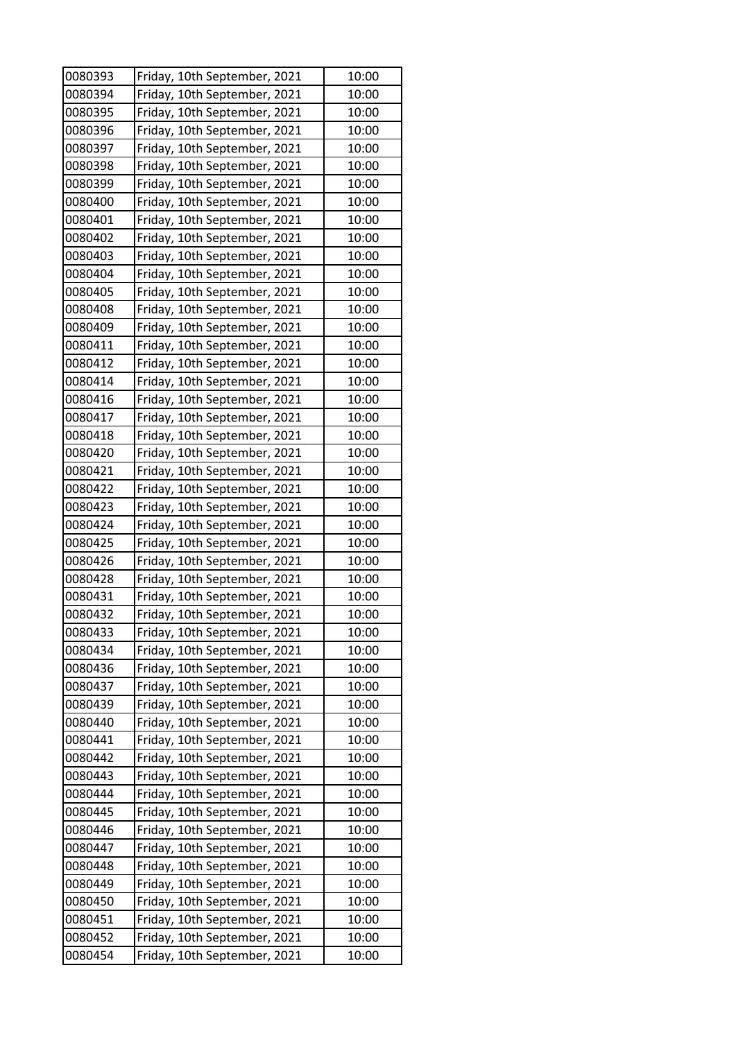| | | |
|---|---|---|
| 0080393 | Friday, 10th September, 2021 | 10:00 |
| 0080394 | Friday, 10th September, 2021 | 10:00 |
| 0080395 | Friday, 10th September, 2021 | 10:00 |
| 0080396 | Friday, 10th September, 2021 | 10:00 |
| 0080397 | Friday, 10th September, 2021 | 10:00 |
| 0080398 | Friday, 10th September, 2021 | 10:00 |
| 0080399 | Friday, 10th September, 2021 | 10:00 |
| 0080400 | Friday, 10th September, 2021 | 10:00 |
| 0080401 | Friday, 10th September, 2021 | 10:00 |
| 0080402 | Friday, 10th September, 2021 | 10:00 |
| 0080403 | Friday, 10th September, 2021 | 10:00 |
| 0080404 | Friday, 10th September, 2021 | 10:00 |
| 0080405 | Friday, 10th September, 2021 | 10:00 |
| 0080408 | Friday, 10th September, 2021 | 10:00 |
| 0080409 | Friday, 10th September, 2021 | 10:00 |
| 0080411 | Friday, 10th September, 2021 | 10:00 |
| 0080412 | Friday, 10th September, 2021 | 10:00 |
| 0080414 | Friday, 10th September, 2021 | 10:00 |
| 0080416 | Friday, 10th September, 2021 | 10:00 |
| 0080417 | Friday, 10th September, 2021 | 10:00 |
| 0080418 | Friday, 10th September, 2021 | 10:00 |
| 0080420 | Friday, 10th September, 2021 | 10:00 |
| 0080421 | Friday, 10th September, 2021 | 10:00 |
| 0080422 | Friday, 10th September, 2021 | 10:00 |
| 0080423 | Friday, 10th September, 2021 | 10:00 |
| 0080424 | Friday, 10th September, 2021 | 10:00 |
| 0080425 | Friday, 10th September, 2021 | 10:00 |
| 0080426 | Friday, 10th September, 2021 | 10:00 |
| 0080428 | Friday, 10th September, 2021 | 10:00 |
| 0080431 | Friday, 10th September, 2021 | 10:00 |
| 0080432 | Friday, 10th September, 2021 | 10:00 |
| 0080433 | Friday, 10th September, 2021 | 10:00 |
| 0080434 | Friday, 10th September, 2021 | 10:00 |
| 0080436 | Friday, 10th September, 2021 | 10:00 |
| 0080437 | Friday, 10th September, 2021 | 10:00 |
| 0080439 | Friday, 10th September, 2021 | 10:00 |
| 0080440 | Friday, 10th September, 2021 | 10:00 |
| 0080441 | Friday, 10th September, 2021 | 10:00 |
| 0080442 | Friday, 10th September, 2021 | 10:00 |
| 0080443 | Friday, 10th September, 2021 | 10:00 |
| 0080444 | Friday, 10th September, 2021 | 10:00 |
| 0080445 | Friday, 10th September, 2021 | 10:00 |
| 0080446 | Friday, 10th September, 2021 | 10:00 |
| 0080447 | Friday, 10th September, 2021 | 10:00 |
| 0080448 | Friday, 10th September, 2021 | 10:00 |
| 0080449 | Friday, 10th September, 2021 | 10:00 |
| 0080450 | Friday, 10th September, 2021 | 10:00 |
| 0080451 | Friday, 10th September, 2021 | 10:00 |
| 0080452 | Friday, 10th September, 2021 | 10:00 |
| 0080454 | Friday, 10th September, 2021 | 10:00 |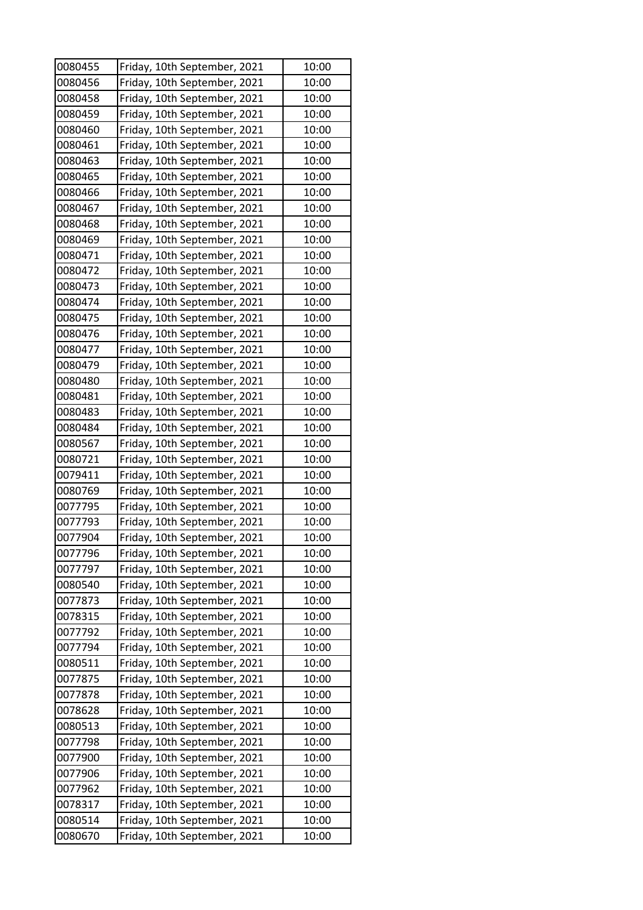| 0080455 | Friday, 10th September, 2021 | 10:00 |
|---|---|---|
| 0080456 | Friday, 10th September, 2021 | 10:00 |
| 0080458 | Friday, 10th September, 2021 | 10:00 |
| 0080459 | Friday, 10th September, 2021 | 10:00 |
| 0080460 | Friday, 10th September, 2021 | 10:00 |
| 0080461 | Friday, 10th September, 2021 | 10:00 |
| 0080463 | Friday, 10th September, 2021 | 10:00 |
| 0080465 | Friday, 10th September, 2021 | 10:00 |
| 0080466 | Friday, 10th September, 2021 | 10:00 |
| 0080467 | Friday, 10th September, 2021 | 10:00 |
| 0080468 | Friday, 10th September, 2021 | 10:00 |
| 0080469 | Friday, 10th September, 2021 | 10:00 |
| 0080471 | Friday, 10th September, 2021 | 10:00 |
| 0080472 | Friday, 10th September, 2021 | 10:00 |
| 0080473 | Friday, 10th September, 2021 | 10:00 |
| 0080474 | Friday, 10th September, 2021 | 10:00 |
| 0080475 | Friday, 10th September, 2021 | 10:00 |
| 0080476 | Friday, 10th September, 2021 | 10:00 |
| 0080477 | Friday, 10th September, 2021 | 10:00 |
| 0080479 | Friday, 10th September, 2021 | 10:00 |
| 0080480 | Friday, 10th September, 2021 | 10:00 |
| 0080481 | Friday, 10th September, 2021 | 10:00 |
| 0080483 | Friday, 10th September, 2021 | 10:00 |
| 0080484 | Friday, 10th September, 2021 | 10:00 |
| 0080567 | Friday, 10th September, 2021 | 10:00 |
| 0080721 | Friday, 10th September, 2021 | 10:00 |
| 0079411 | Friday, 10th September, 2021 | 10:00 |
| 0080769 | Friday, 10th September, 2021 | 10:00 |
| 0077795 | Friday, 10th September, 2021 | 10:00 |
| 0077793 | Friday, 10th September, 2021 | 10:00 |
| 0077904 | Friday, 10th September, 2021 | 10:00 |
| 0077796 | Friday, 10th September, 2021 | 10:00 |
| 0077797 | Friday, 10th September, 2021 | 10:00 |
| 0080540 | Friday, 10th September, 2021 | 10:00 |
| 0077873 | Friday, 10th September, 2021 | 10:00 |
| 0078315 | Friday, 10th September, 2021 | 10:00 |
| 0077792 | Friday, 10th September, 2021 | 10:00 |
| 0077794 | Friday, 10th September, 2021 | 10:00 |
| 0080511 | Friday, 10th September, 2021 | 10:00 |
| 0077875 | Friday, 10th September, 2021 | 10:00 |
| 0077878 | Friday, 10th September, 2021 | 10:00 |
| 0078628 | Friday, 10th September, 2021 | 10:00 |
| 0080513 | Friday, 10th September, 2021 | 10:00 |
| 0077798 | Friday, 10th September, 2021 | 10:00 |
| 0077900 | Friday, 10th September, 2021 | 10:00 |
| 0077906 | Friday, 10th September, 2021 | 10:00 |
| 0077962 | Friday, 10th September, 2021 | 10:00 |
| 0078317 | Friday, 10th September, 2021 | 10:00 |
| 0080514 | Friday, 10th September, 2021 | 10:00 |
| 0080670 | Friday, 10th September, 2021 | 10:00 |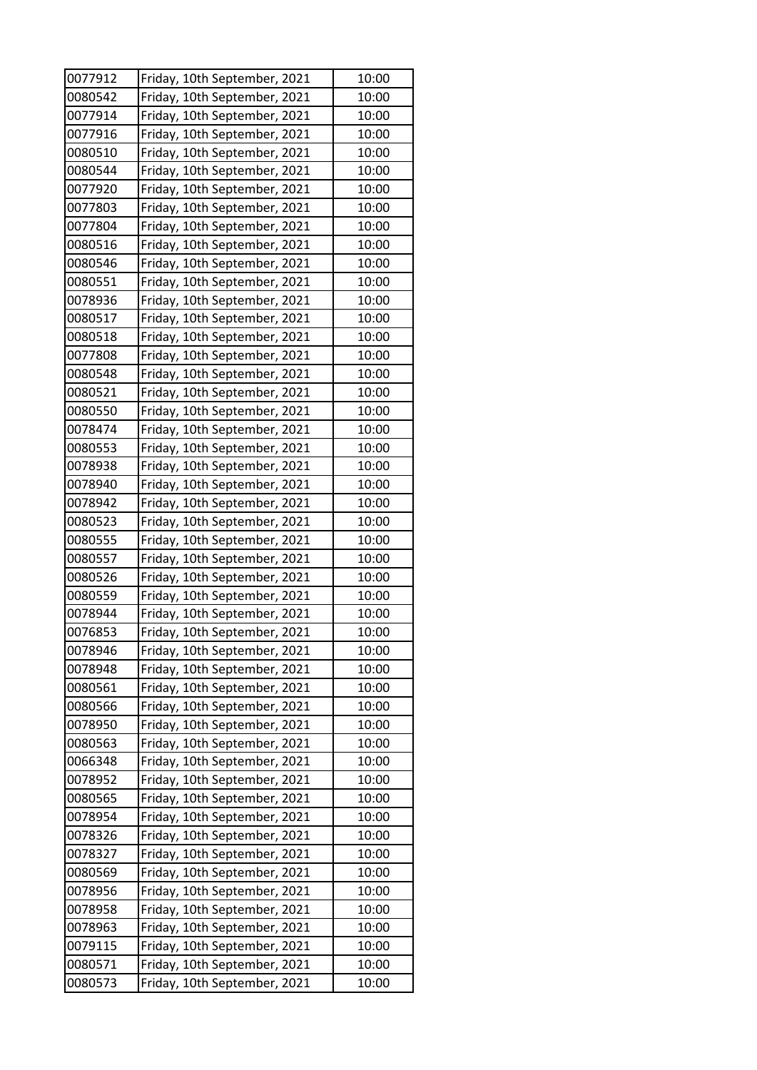| | | |
|---|---|---|
| 0077912 | Friday, 10th September, 2021 | 10:00 |
| 0080542 | Friday, 10th September, 2021 | 10:00 |
| 0077914 | Friday, 10th September, 2021 | 10:00 |
| 0077916 | Friday, 10th September, 2021 | 10:00 |
| 0080510 | Friday, 10th September, 2021 | 10:00 |
| 0080544 | Friday, 10th September, 2021 | 10:00 |
| 0077920 | Friday, 10th September, 2021 | 10:00 |
| 0077803 | Friday, 10th September, 2021 | 10:00 |
| 0077804 | Friday, 10th September, 2021 | 10:00 |
| 0080516 | Friday, 10th September, 2021 | 10:00 |
| 0080546 | Friday, 10th September, 2021 | 10:00 |
| 0080551 | Friday, 10th September, 2021 | 10:00 |
| 0078936 | Friday, 10th September, 2021 | 10:00 |
| 0080517 | Friday, 10th September, 2021 | 10:00 |
| 0080518 | Friday, 10th September, 2021 | 10:00 |
| 0077808 | Friday, 10th September, 2021 | 10:00 |
| 0080548 | Friday, 10th September, 2021 | 10:00 |
| 0080521 | Friday, 10th September, 2021 | 10:00 |
| 0080550 | Friday, 10th September, 2021 | 10:00 |
| 0078474 | Friday, 10th September, 2021 | 10:00 |
| 0080553 | Friday, 10th September, 2021 | 10:00 |
| 0078938 | Friday, 10th September, 2021 | 10:00 |
| 0078940 | Friday, 10th September, 2021 | 10:00 |
| 0078942 | Friday, 10th September, 2021 | 10:00 |
| 0080523 | Friday, 10th September, 2021 | 10:00 |
| 0080555 | Friday, 10th September, 2021 | 10:00 |
| 0080557 | Friday, 10th September, 2021 | 10:00 |
| 0080526 | Friday, 10th September, 2021 | 10:00 |
| 0080559 | Friday, 10th September, 2021 | 10:00 |
| 0078944 | Friday, 10th September, 2021 | 10:00 |
| 0076853 | Friday, 10th September, 2021 | 10:00 |
| 0078946 | Friday, 10th September, 2021 | 10:00 |
| 0078948 | Friday, 10th September, 2021 | 10:00 |
| 0080561 | Friday, 10th September, 2021 | 10:00 |
| 0080566 | Friday, 10th September, 2021 | 10:00 |
| 0078950 | Friday, 10th September, 2021 | 10:00 |
| 0080563 | Friday, 10th September, 2021 | 10:00 |
| 0066348 | Friday, 10th September, 2021 | 10:00 |
| 0078952 | Friday, 10th September, 2021 | 10:00 |
| 0080565 | Friday, 10th September, 2021 | 10:00 |
| 0078954 | Friday, 10th September, 2021 | 10:00 |
| 0078326 | Friday, 10th September, 2021 | 10:00 |
| 0078327 | Friday, 10th September, 2021 | 10:00 |
| 0080569 | Friday, 10th September, 2021 | 10:00 |
| 0078956 | Friday, 10th September, 2021 | 10:00 |
| 0078958 | Friday, 10th September, 2021 | 10:00 |
| 0078963 | Friday, 10th September, 2021 | 10:00 |
| 0079115 | Friday, 10th September, 2021 | 10:00 |
| 0080571 | Friday, 10th September, 2021 | 10:00 |
| 0080573 | Friday, 10th September, 2021 | 10:00 |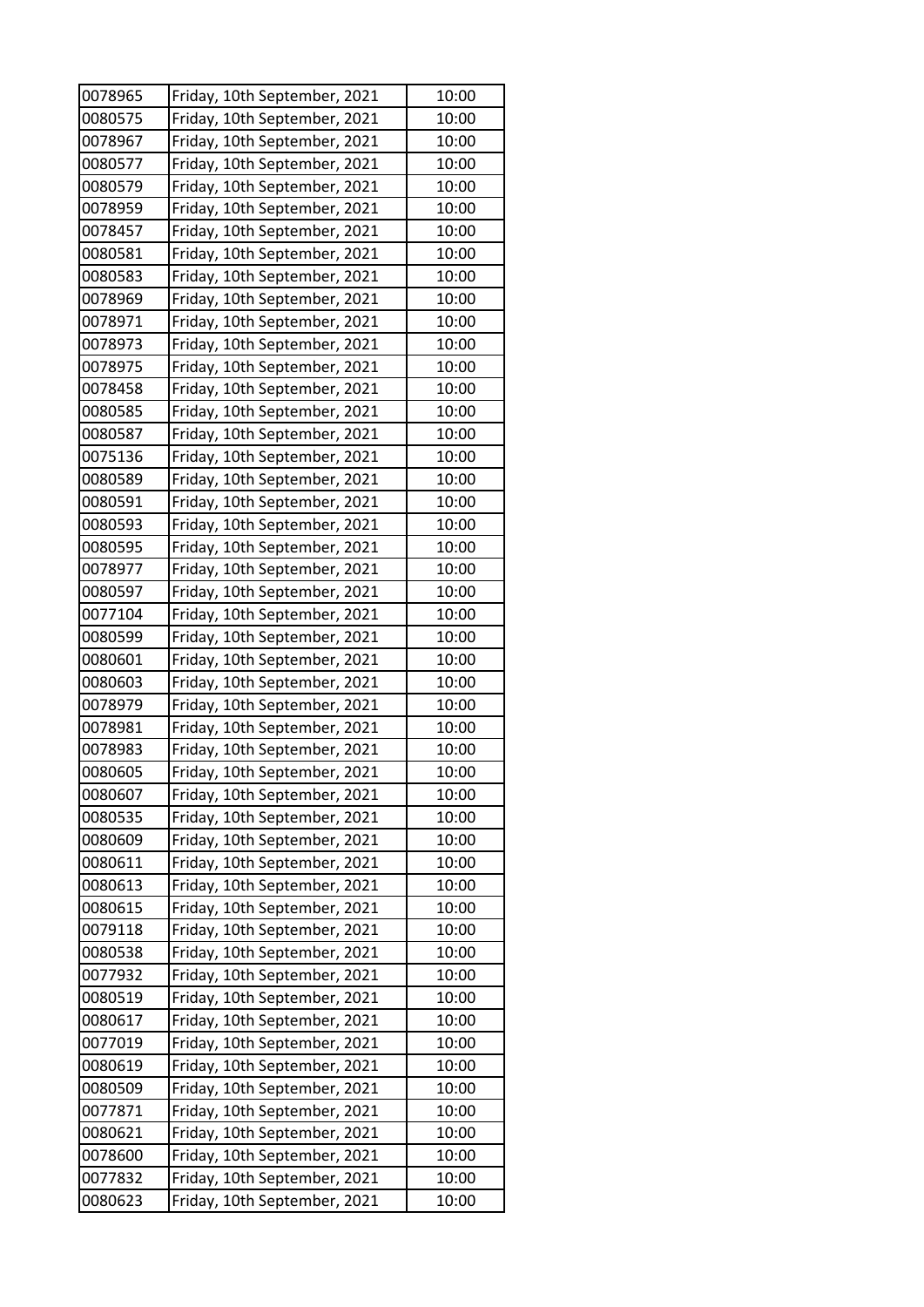| 0078965 | Friday, 10th September, 2021 | 10:00 |
|---|---|---|
| 0080575 | Friday, 10th September, 2021 | 10:00 |
| 0078967 | Friday, 10th September, 2021 | 10:00 |
| 0080577 | Friday, 10th September, 2021 | 10:00 |
| 0080579 | Friday, 10th September, 2021 | 10:00 |
| 0078959 | Friday, 10th September, 2021 | 10:00 |
| 0078457 | Friday, 10th September, 2021 | 10:00 |
| 0080581 | Friday, 10th September, 2021 | 10:00 |
| 0080583 | Friday, 10th September, 2021 | 10:00 |
| 0078969 | Friday, 10th September, 2021 | 10:00 |
| 0078971 | Friday, 10th September, 2021 | 10:00 |
| 0078973 | Friday, 10th September, 2021 | 10:00 |
| 0078975 | Friday, 10th September, 2021 | 10:00 |
| 0078458 | Friday, 10th September, 2021 | 10:00 |
| 0080585 | Friday, 10th September, 2021 | 10:00 |
| 0080587 | Friday, 10th September, 2021 | 10:00 |
| 0075136 | Friday, 10th September, 2021 | 10:00 |
| 0080589 | Friday, 10th September, 2021 | 10:00 |
| 0080591 | Friday, 10th September, 2021 | 10:00 |
| 0080593 | Friday, 10th September, 2021 | 10:00 |
| 0080595 | Friday, 10th September, 2021 | 10:00 |
| 0078977 | Friday, 10th September, 2021 | 10:00 |
| 0080597 | Friday, 10th September, 2021 | 10:00 |
| 0077104 | Friday, 10th September, 2021 | 10:00 |
| 0080599 | Friday, 10th September, 2021 | 10:00 |
| 0080601 | Friday, 10th September, 2021 | 10:00 |
| 0080603 | Friday, 10th September, 2021 | 10:00 |
| 0078979 | Friday, 10th September, 2021 | 10:00 |
| 0078981 | Friday, 10th September, 2021 | 10:00 |
| 0078983 | Friday, 10th September, 2021 | 10:00 |
| 0080605 | Friday, 10th September, 2021 | 10:00 |
| 0080607 | Friday, 10th September, 2021 | 10:00 |
| 0080535 | Friday, 10th September, 2021 | 10:00 |
| 0080609 | Friday, 10th September, 2021 | 10:00 |
| 0080611 | Friday, 10th September, 2021 | 10:00 |
| 0080613 | Friday, 10th September, 2021 | 10:00 |
| 0080615 | Friday, 10th September, 2021 | 10:00 |
| 0079118 | Friday, 10th September, 2021 | 10:00 |
| 0080538 | Friday, 10th September, 2021 | 10:00 |
| 0077932 | Friday, 10th September, 2021 | 10:00 |
| 0080519 | Friday, 10th September, 2021 | 10:00 |
| 0080617 | Friday, 10th September, 2021 | 10:00 |
| 0077019 | Friday, 10th September, 2021 | 10:00 |
| 0080619 | Friday, 10th September, 2021 | 10:00 |
| 0080509 | Friday, 10th September, 2021 | 10:00 |
| 0077871 | Friday, 10th September, 2021 | 10:00 |
| 0080621 | Friday, 10th September, 2021 | 10:00 |
| 0078600 | Friday, 10th September, 2021 | 10:00 |
| 0077832 | Friday, 10th September, 2021 | 10:00 |
| 0080623 | Friday, 10th September, 2021 | 10:00 |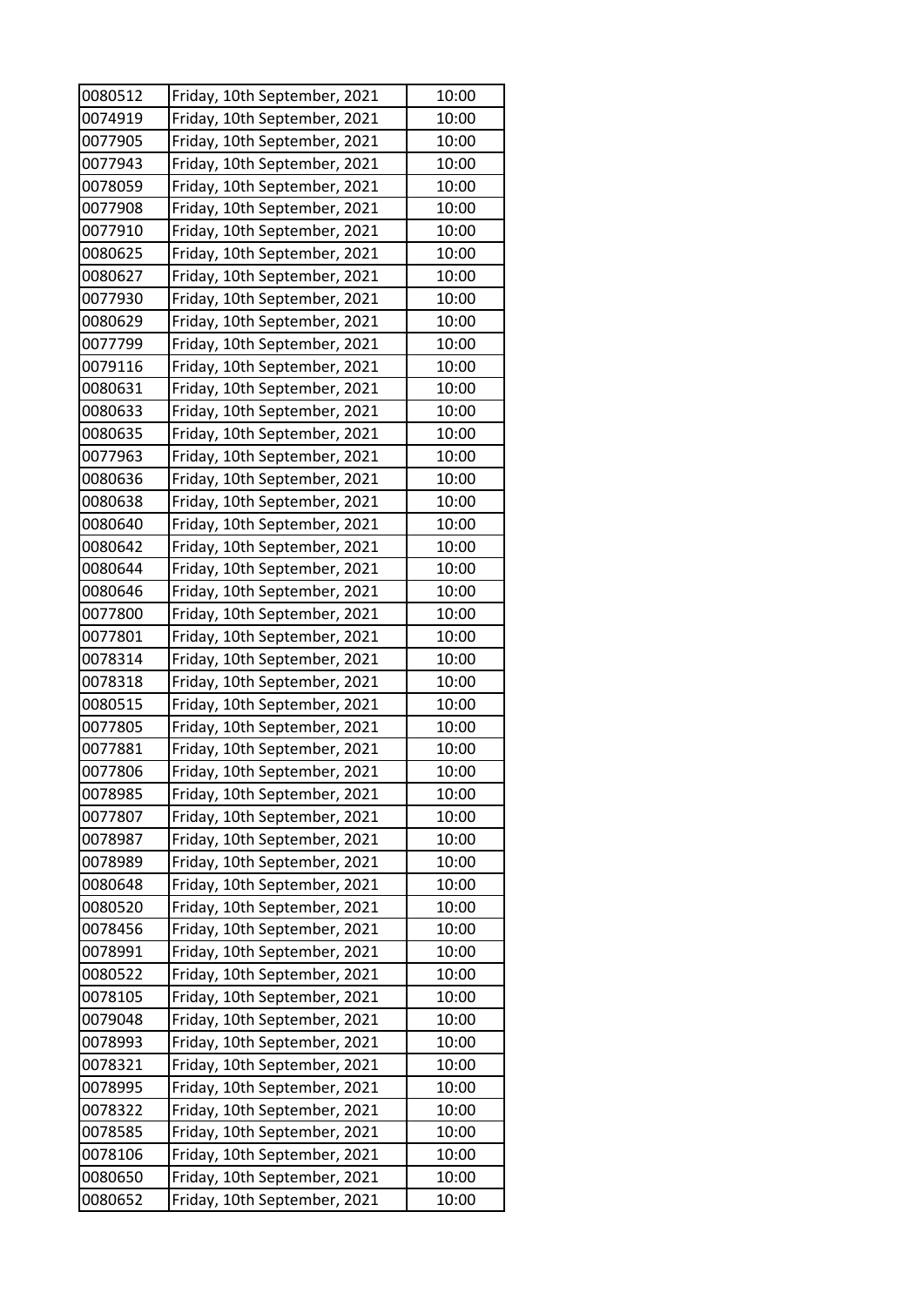| | | |
|---|---|---|
| 0080512 | Friday, 10th September, 2021 | 10:00 |
| 0074919 | Friday, 10th September, 2021 | 10:00 |
| 0077905 | Friday, 10th September, 2021 | 10:00 |
| 0077943 | Friday, 10th September, 2021 | 10:00 |
| 0078059 | Friday, 10th September, 2021 | 10:00 |
| 0077908 | Friday, 10th September, 2021 | 10:00 |
| 0077910 | Friday, 10th September, 2021 | 10:00 |
| 0080625 | Friday, 10th September, 2021 | 10:00 |
| 0080627 | Friday, 10th September, 2021 | 10:00 |
| 0077930 | Friday, 10th September, 2021 | 10:00 |
| 0080629 | Friday, 10th September, 2021 | 10:00 |
| 0077799 | Friday, 10th September, 2021 | 10:00 |
| 0079116 | Friday, 10th September, 2021 | 10:00 |
| 0080631 | Friday, 10th September, 2021 | 10:00 |
| 0080633 | Friday, 10th September, 2021 | 10:00 |
| 0080635 | Friday, 10th September, 2021 | 10:00 |
| 0077963 | Friday, 10th September, 2021 | 10:00 |
| 0080636 | Friday, 10th September, 2021 | 10:00 |
| 0080638 | Friday, 10th September, 2021 | 10:00 |
| 0080640 | Friday, 10th September, 2021 | 10:00 |
| 0080642 | Friday, 10th September, 2021 | 10:00 |
| 0080644 | Friday, 10th September, 2021 | 10:00 |
| 0080646 | Friday, 10th September, 2021 | 10:00 |
| 0077800 | Friday, 10th September, 2021 | 10:00 |
| 0077801 | Friday, 10th September, 2021 | 10:00 |
| 0078314 | Friday, 10th September, 2021 | 10:00 |
| 0078318 | Friday, 10th September, 2021 | 10:00 |
| 0080515 | Friday, 10th September, 2021 | 10:00 |
| 0077805 | Friday, 10th September, 2021 | 10:00 |
| 0077881 | Friday, 10th September, 2021 | 10:00 |
| 0077806 | Friday, 10th September, 2021 | 10:00 |
| 0078985 | Friday, 10th September, 2021 | 10:00 |
| 0077807 | Friday, 10th September, 2021 | 10:00 |
| 0078987 | Friday, 10th September, 2021 | 10:00 |
| 0078989 | Friday, 10th September, 2021 | 10:00 |
| 0080648 | Friday, 10th September, 2021 | 10:00 |
| 0080520 | Friday, 10th September, 2021 | 10:00 |
| 0078456 | Friday, 10th September, 2021 | 10:00 |
| 0078991 | Friday, 10th September, 2021 | 10:00 |
| 0080522 | Friday, 10th September, 2021 | 10:00 |
| 0078105 | Friday, 10th September, 2021 | 10:00 |
| 0079048 | Friday, 10th September, 2021 | 10:00 |
| 0078993 | Friday, 10th September, 2021 | 10:00 |
| 0078321 | Friday, 10th September, 2021 | 10:00 |
| 0078995 | Friday, 10th September, 2021 | 10:00 |
| 0078322 | Friday, 10th September, 2021 | 10:00 |
| 0078585 | Friday, 10th September, 2021 | 10:00 |
| 0078106 | Friday, 10th September, 2021 | 10:00 |
| 0080650 | Friday, 10th September, 2021 | 10:00 |
| 0080652 | Friday, 10th September, 2021 | 10:00 |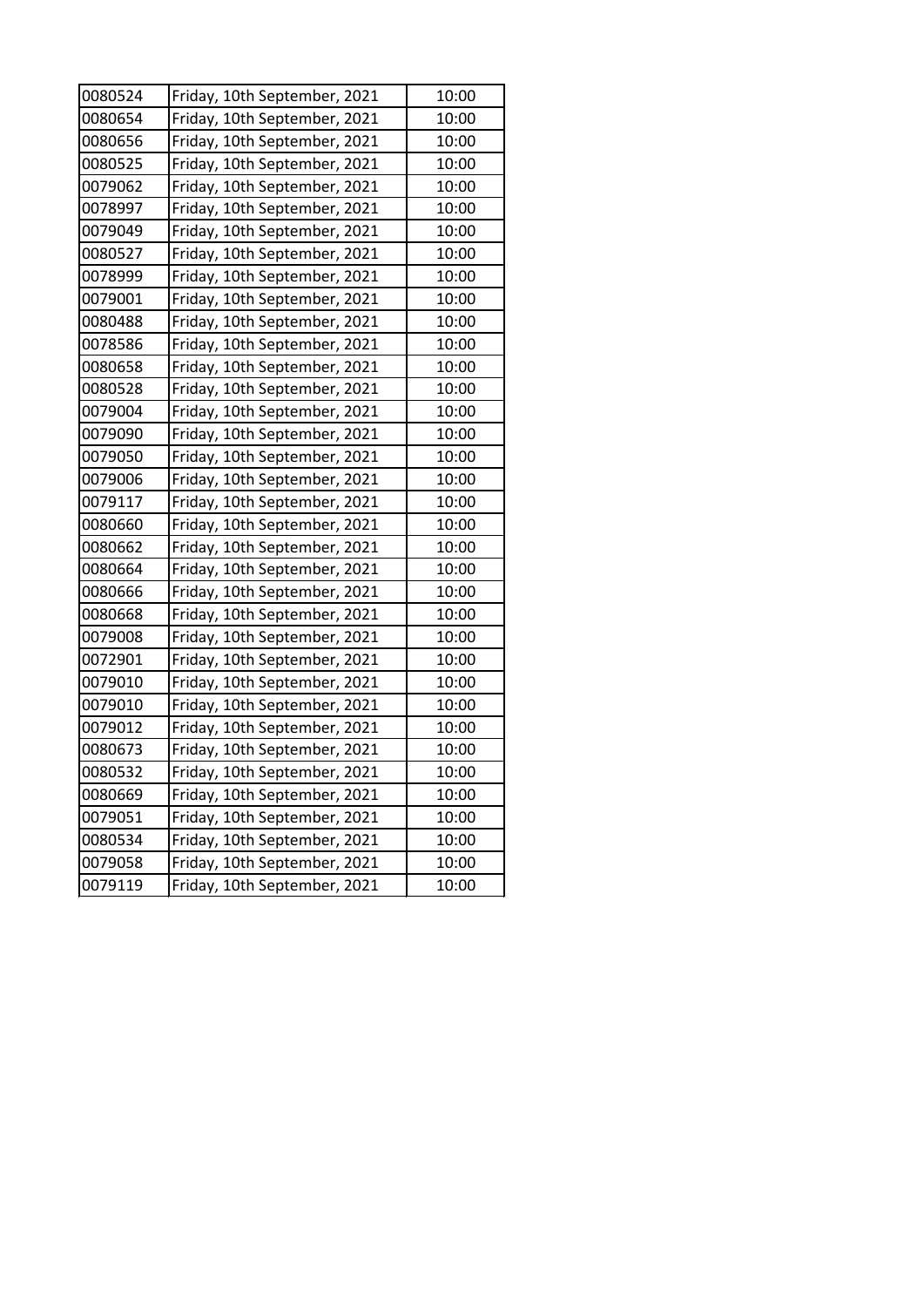| | | |
|---|---|---|
| 0080524 | Friday, 10th September, 2021 | 10:00 |
| 0080654 | Friday, 10th September, 2021 | 10:00 |
| 0080656 | Friday, 10th September, 2021 | 10:00 |
| 0080525 | Friday, 10th September, 2021 | 10:00 |
| 0079062 | Friday, 10th September, 2021 | 10:00 |
| 0078997 | Friday, 10th September, 2021 | 10:00 |
| 0079049 | Friday, 10th September, 2021 | 10:00 |
| 0080527 | Friday, 10th September, 2021 | 10:00 |
| 0078999 | Friday, 10th September, 2021 | 10:00 |
| 0079001 | Friday, 10th September, 2021 | 10:00 |
| 0080488 | Friday, 10th September, 2021 | 10:00 |
| 0078586 | Friday, 10th September, 2021 | 10:00 |
| 0080658 | Friday, 10th September, 2021 | 10:00 |
| 0080528 | Friday, 10th September, 2021 | 10:00 |
| 0079004 | Friday, 10th September, 2021 | 10:00 |
| 0079090 | Friday, 10th September, 2021 | 10:00 |
| 0079050 | Friday, 10th September, 2021 | 10:00 |
| 0079006 | Friday, 10th September, 2021 | 10:00 |
| 0079117 | Friday, 10th September, 2021 | 10:00 |
| 0080660 | Friday, 10th September, 2021 | 10:00 |
| 0080662 | Friday, 10th September, 2021 | 10:00 |
| 0080664 | Friday, 10th September, 2021 | 10:00 |
| 0080666 | Friday, 10th September, 2021 | 10:00 |
| 0080668 | Friday, 10th September, 2021 | 10:00 |
| 0079008 | Friday, 10th September, 2021 | 10:00 |
| 0072901 | Friday, 10th September, 2021 | 10:00 |
| 0079010 | Friday, 10th September, 2021 | 10:00 |
| 0079010 | Friday, 10th September, 2021 | 10:00 |
| 0079012 | Friday, 10th September, 2021 | 10:00 |
| 0080673 | Friday, 10th September, 2021 | 10:00 |
| 0080532 | Friday, 10th September, 2021 | 10:00 |
| 0080669 | Friday, 10th September, 2021 | 10:00 |
| 0079051 | Friday, 10th September, 2021 | 10:00 |
| 0080534 | Friday, 10th September, 2021 | 10:00 |
| 0079058 | Friday, 10th September, 2021 | 10:00 |
| 0079119 | Friday, 10th September, 2021 | 10:00 |